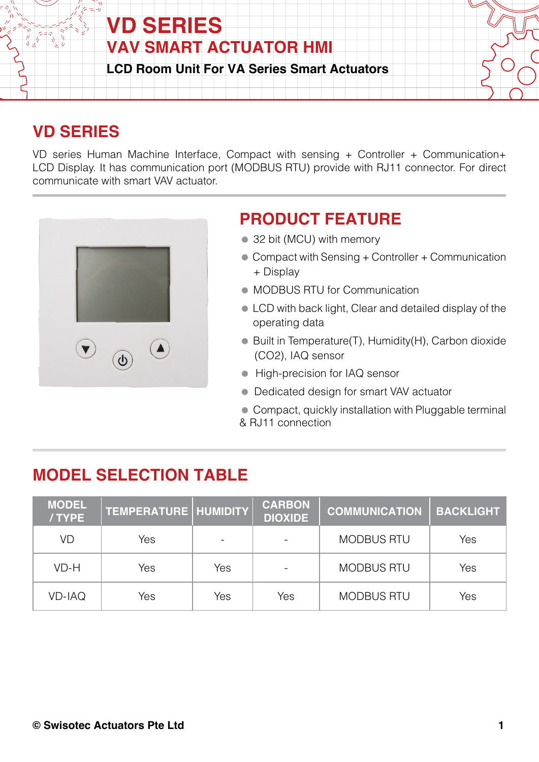# VD SERIES
## VAV SMART ACTUATOR HMI
**LCD Room Unit For VA Series Smart Actuators**

## VD SERIES

VD series Human Machine Interface, Compact with sensing + Controller + Communication+ LCD Display. It has communication port (MODBUS RTU) provide with RJ11 connector. For direct communicate with smart VAV actuator.

## PRODUCT FEATURE

- 32 bit (MCU) with memory
- Compact with Sensing + Controller + Communication + Display
- MODBUS RTU for Communication
- LCD with back light, Clear and detailed display of the operating data
- Built in Temperature(T), Humidity(H), Carbon dioxide ($CO_2$), IAQ sensor
- High-precision for IAQ sensor
- Dedicated design for smart VAV actuator
- Compact, quickly installation with Pluggable terminal & RJ11 connection

## MODEL SELECTION TABLE

| MODEL / TYPE | TEMPERATURE | HUMIDITY | CARBON DIOXIDE | COMMUNICATION | BACKLIGHT |
|---|---|---|---|---|---|
| VD | Yes | - | - | MODBUS RTU | Yes |
| VD-H | Yes | Yes | - | MODBUS RTU | Yes |
| VD-IAQ | Yes | Yes | Yes | MODBUS RTU | Yes |

© Swisotec Actuators Pte Ltd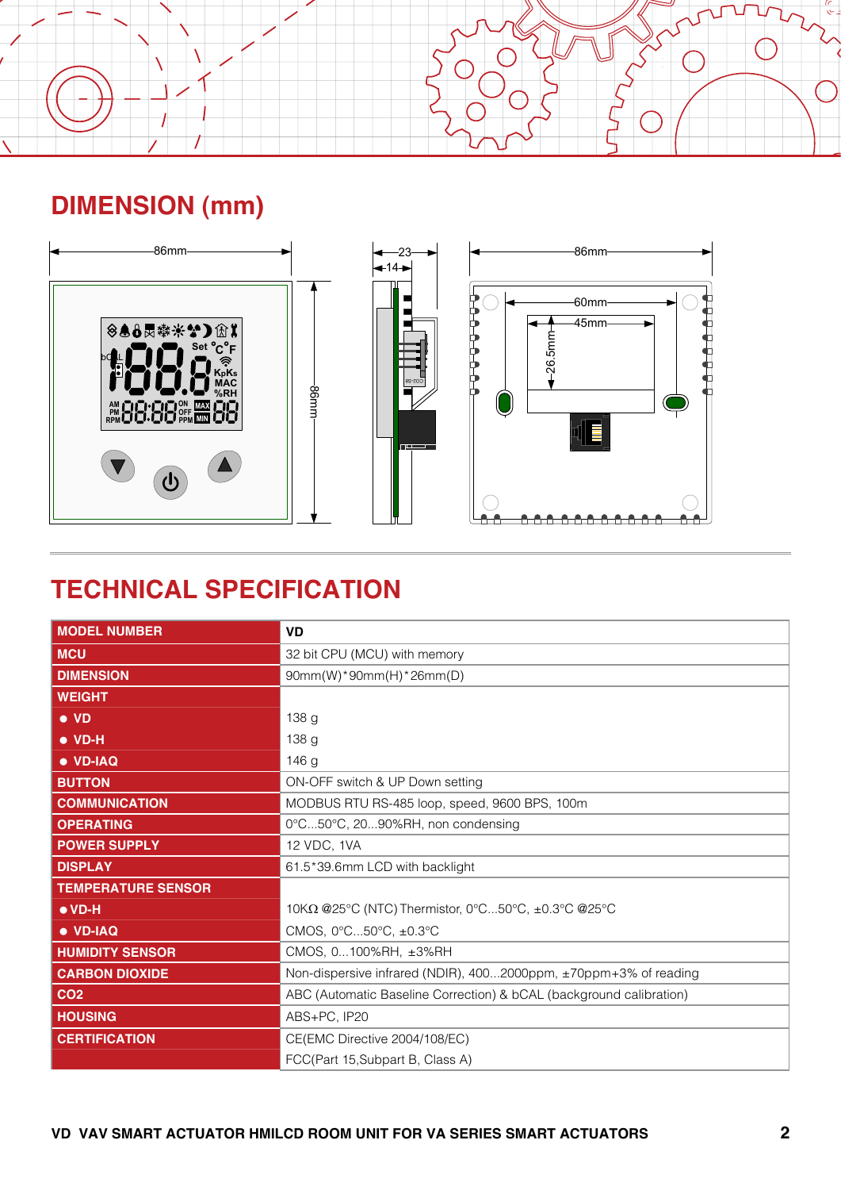## DIMENSION (mm)

## TECHNICAL SPECIFICATION

| MODEL NUMBER | VD |
|---|---|
| MCU | 32 bit CPU (MCU) with memory |
| DIMENSION | 90mm(W)*90mm(H)*26mm(D) |
| WEIGHT | |
| ● VD | 138 g |
| ● VD-H | 138 g |
| ● VD-IAQ | 146 g |
| BUTTON | ON-OFF switch & UP Down setting |
| COMMUNICATION | MODBUS RTU RS-485 loop, speed, 9600 BPS, 100m |
| OPERATING | 0°C...50°C, 20...90%RH, non condensing |
| POWER SUPPLY | 12 VDC, 1VA |
| DISPLAY | 61.5*39.6mm LCD with backlight |
| TEMPERATURE SENSOR | |
| ● VD-H | 10KΩ @25°C (NTC) Thermistor, 0°C...50°C, ±0.3°C @25°C |
| ● VD-IAQ | CMOS, 0°C...50°C, ±0.3°C |
| HUMIDITY SENSOR | CMOS, 0...100%RH, ±3%RH |
| CARBON DIOXIDE | Non-dispersive infrared (NDIR), 400...2000ppm, ±70ppm+3% of reading |
| $CO_2$ | ABC (Automatic Baseline Correction) & bCAL (background calibration) |
| HOUSING | ABS+PC, IP20 |
| CERTIFICATION | CE(EMC Directive 2004/108/EC) |
| | FCC(Part 15,Subpart B, Class A) |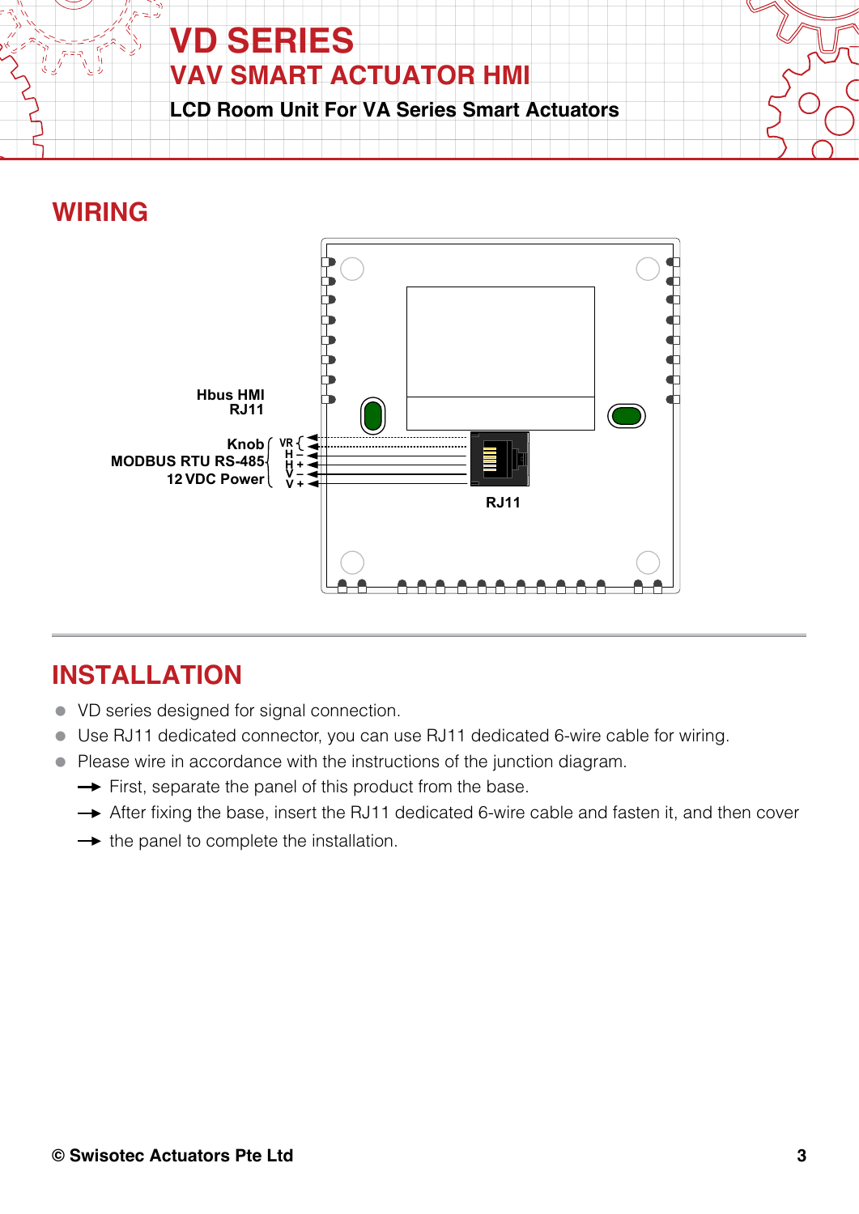# VD SERIES

## VAV SMART ACTUATOR HMI

**LCD Room Unit For Va Series Smart Actuators**

## WIRING

Hbus HMI
RJ11

Knob
MODBUS RTU RS-485
12 VDC Power

VR
H –
H +
V –
V +

RJ11

## INSTALLATION

- VD series designed for signal connection.
- Use RJ11 dedicated connector, you can use RJ11 dedicated 6-wire cable for wiring.
- Please wire in accordance with the instructions of the junction diagram.
  - → First, separate the panel of this product from the base.
  - → After fixing the base, insert the RJ11 dedicated 6-wire cable and fasten it, and then cover
  - → the panel to complete the installation.

**© Swisotec Actuators Pte Ltd**